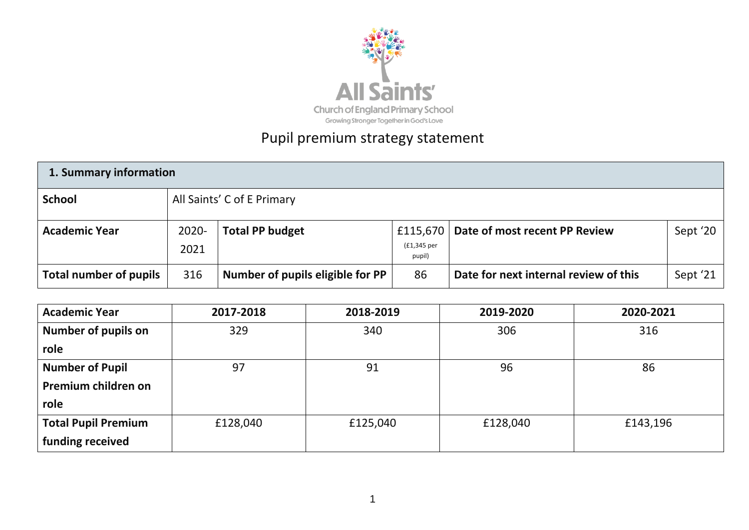All Saints'

Church of England Primary School

Growing Stronger Together in God's Love

# Pupil premium strategy statement

| 1. Summary information | | | | | |
|---|---|---|---|---|---|
| **School** | All Saints' C of E Primary | | | | |
| **Academic Year** | 2020-2021 | **Total PP budget** | £115,670 (£1,345 per pupil) | **Date of most recent PP Review** | Sept '20 |
| **Total number of pupils** | 316 | **Number of pupils eligible for PP** | 86 | **Date for next internal review of this** | Sept '21 |

| **Academic Year** | **2017-2018** | **2018-2019** | **2019-2020** | **2020-2021** |
|---|---|---|---|---|
| **Number of pupils on role** | 329 | 340 | 306 | 316 |
| **Number of Pupil Premium children on role** | 97 | 91 | 96 | 86 |
| **Total Pupil Premium funding received** | £128,040 | £125,040 | £128,040 | £143,196 |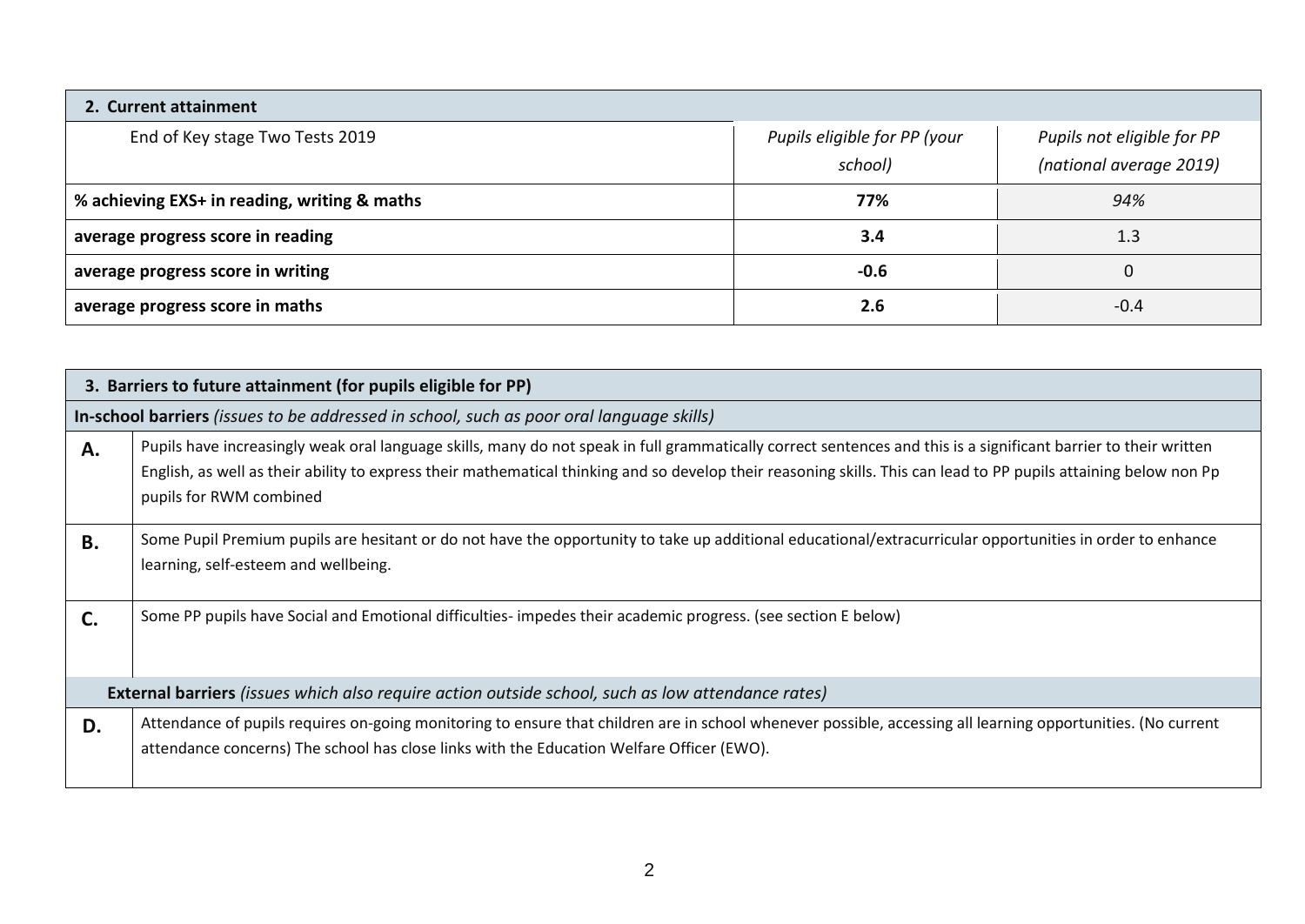| 2. Current attainment | | |
|---|---|---|
| End of Key stage Two Tests 2019 | *Pupils eligible for PP (your school)* | *Pupils not eligible for PP (national average 2019)* |
| **% achieving EXS+ in reading, writing & maths** | **77%** | *94%* |
| **average progress score in reading** | **3.4** | 1.3 |
| **average progress score in writing** | **-0.6** | 0 |
| **average progress score in maths** | **2.6** | -0.4 |

| 3. Barriers to future attainment (for pupils eligible for PP) | |
|---|---|
| **In-school barriers** *(issues to be addressed in school, such as poor oral language skills)* | |
| **A.** | Pupils have increasingly weak oral language skills, many do not speak in full grammatically correct sentences and this is a significant barrier to their written English, as well as their ability to express their mathematical thinking and so develop their reasoning skills. This can lead to PP pupils attaining below non Pp pupils for RWM combined |
| **B.** | Some Pupil Premium pupils are hesitant or do not have the opportunity to take up additional educational/extracurricular opportunities in order to enhance learning, self-esteem and wellbeing. |
| **C.** | Some PP pupils have Social and Emotional difficulties- impedes their academic progress. (see section E below) |
| **External barriers** *(issues which also require action outside school, such as low attendance rates)* | |
| **D.** | Attendance of pupils requires on-going monitoring to ensure that children are in school whenever possible, accessing all learning opportunities. (No current attendance concerns) The school has close links with the Education Welfare Officer (EWO). |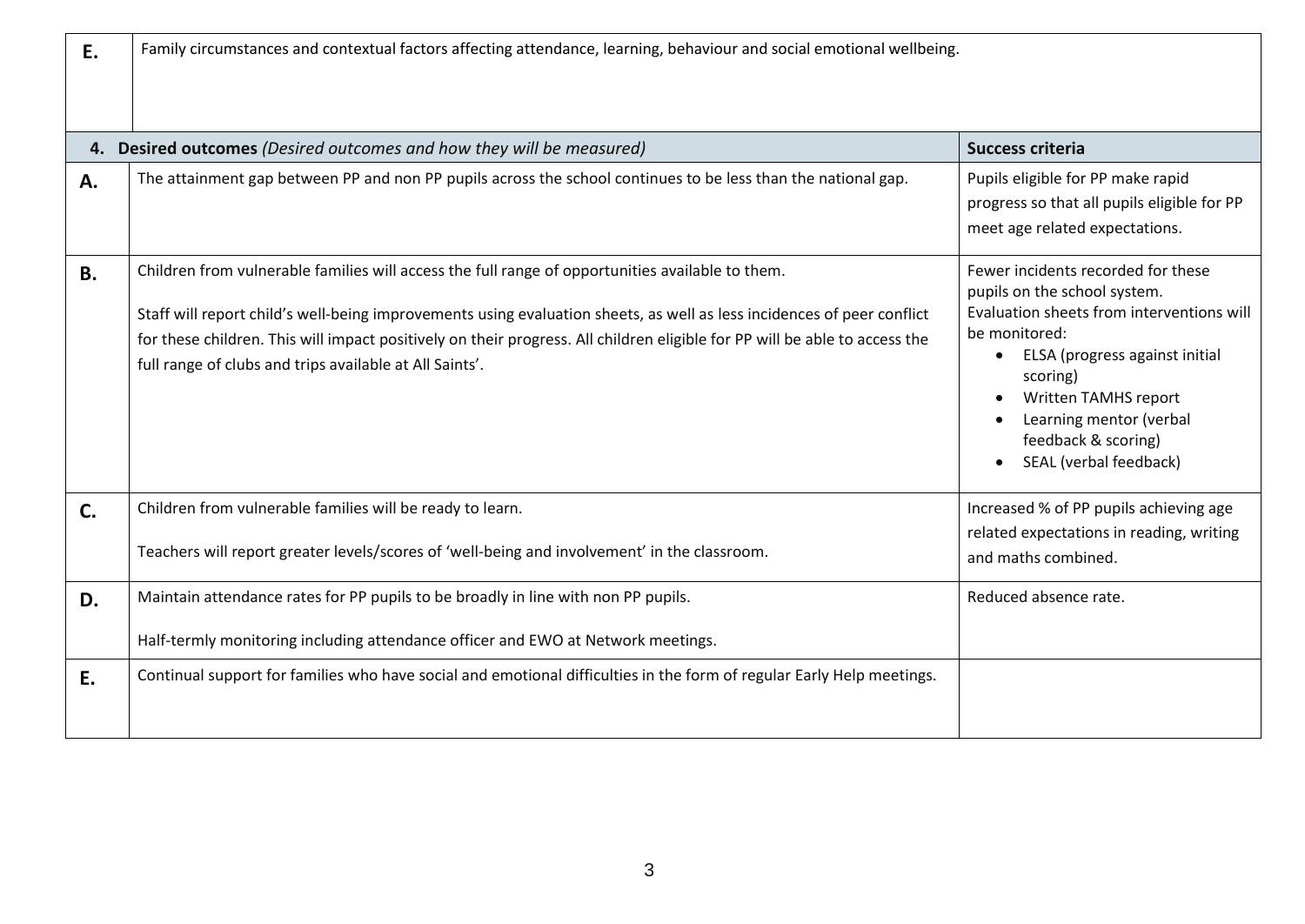| | |
|---|---|
| **E.** | Family circumstances and contextual factors affecting attendance, learning, behaviour and social emotional wellbeing. |

| **4. Desired outcomes** *(Desired outcomes and how they will be measured)* | | **Success criteria** |
|---|---|---|
| **A.** | The attainment gap between PP and non PP pupils across the school continues to be less than the national gap. | Pupils eligible for PP make rapid progress so that all pupils eligible for PP meet age related expectations. |
| **B.** | Children from vulnerable families will access the full range of opportunities available to them.<br><br>Staff will report child's well-being improvements using evaluation sheets, as well as less incidences of peer conflict for these children. This will impact positively on their progress. All children eligible for PP will be able to access the full range of clubs and trips available at All Saints'. | Fewer incidents recorded for these pupils on the school system.<br>Evaluation sheets from interventions will be monitored:<br>• ELSA (progress against initial scoring)<br>• Written TAMHS report<br>• Learning mentor (verbal feedback & scoring)<br>• SEAL (verbal feedback) |
| **C.** | Children from vulnerable families will be ready to learn.<br><br>Teachers will report greater levels/scores of 'well-being and involvement' in the classroom. | Increased % of PP pupils achieving age related expectations in reading, writing and maths combined. |
| **D.** | Maintain attendance rates for PP pupils to be broadly in line with non PP pupils.<br><br>Half-termly monitoring including attendance officer and EWO at Network meetings. | Reduced absence rate. |
| **E.** | Continual support for families who have social and emotional difficulties in the form of regular Early Help meetings. | |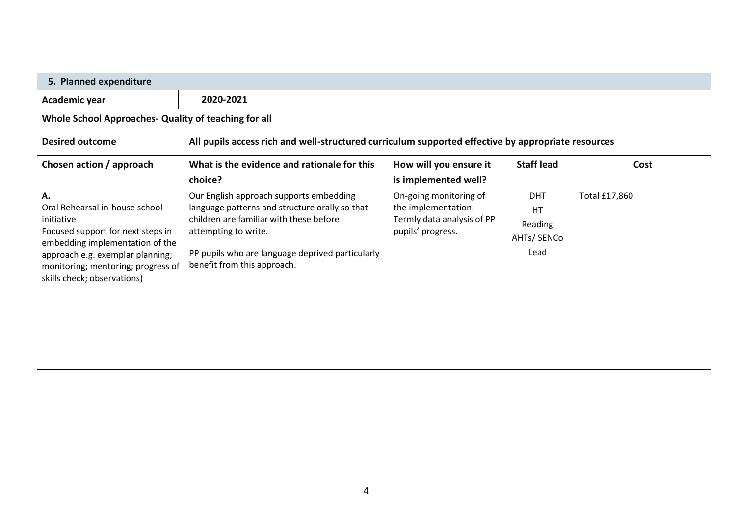| 5. Planned expenditure | | | | |
|---|---|---|---|---|
| **Academic year** | **2020-2021** | | | |
| **Whole School Approaches- Quality of teaching for all** | | | | |
| **Desired outcome** | **All pupils access rich and well-structured curriculum supported effective by appropriate resources** | | | |
| **Chosen action / approach** | **What is the evidence and rationale for this choice?** | **How will you ensure it is implemented well?** | **Staff lead** | **Cost** |
| **A.** Oral Rehearsal in-house school initiative<br>Focused support for next steps in embedding implementation of the approach e.g. exemplar planning; monitoring; mentoring; progress of skills check; observations) | Our English approach supports embedding language patterns and structure orally so that children are familiar with these before attempting to write.<br><br>PP pupils who are language deprived particularly benefit from this approach. | On-going monitoring of the implementation.<br>Termly data analysis of PP pupils' progress. | DHT<br>HT<br>Reading<br>AHTs/ SENCo<br>Lead | Total £17,860 |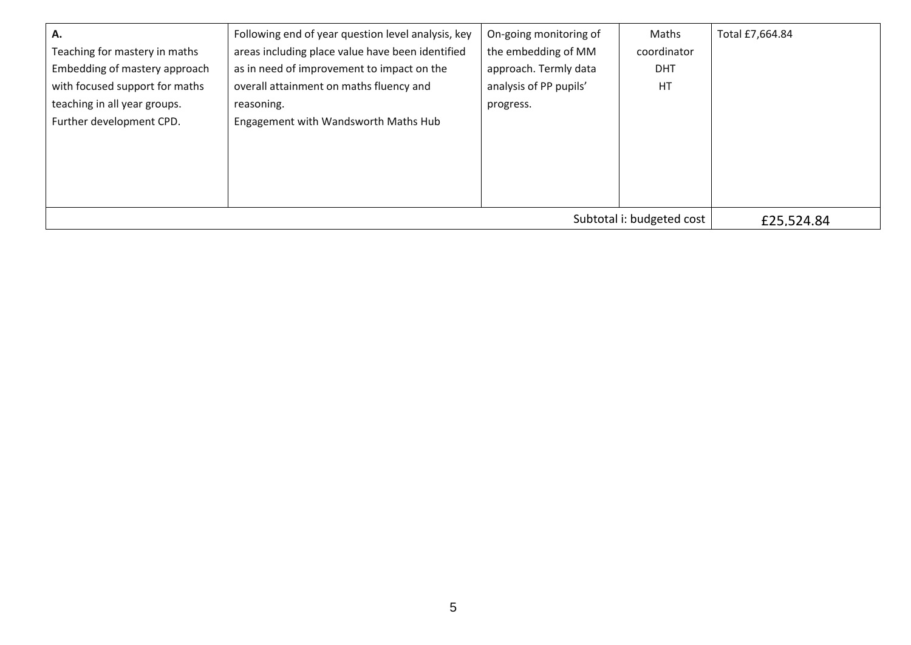| | | | | |
|---|---|---|---|---|
| **A.**<br>Teaching for mastery in maths<br>Embedding of mastery approach with focused support for maths teaching in all year groups.<br>Further development CPD. | Following end of year question level analysis, key areas including place value have been identified as in need of improvement to impact on the overall attainment on maths fluency and reasoning.<br>Engagement with Wandsworth Maths Hub | On-going monitoring of the embedding of MM approach. Termly data analysis of PP pupils' progress. | Maths coordinator<br>DHT<br>HT | Total £7,664.84 |
| | | | Subtotal i: budgeted cost | £25,524.84 |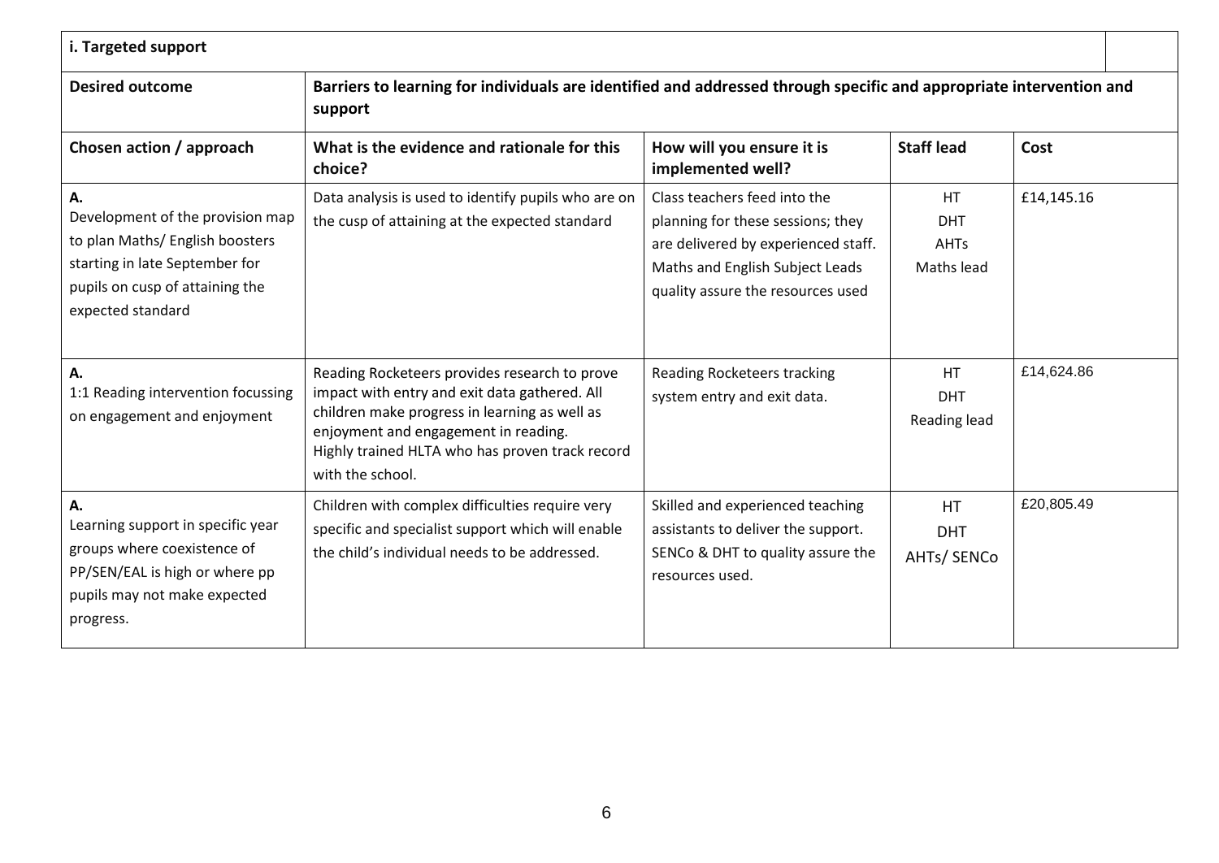| i. Targeted support | | | | |
|---|---|---|---|---|
| **Desired outcome** | **Barriers to learning for individuals are identified and addressed through specific and appropriate intervention and support** | | | |
| **Chosen action / approach** | **What is the evidence and rationale for this choice?** | **How will you ensure it is implemented well?** | **Staff lead** | **Cost** |
| **A.** Development of the provision map to plan Maths/ English boosters starting in late September for pupils on cusp of attaining the expected standard | Data analysis is used to identify pupils who are on the cusp of attaining at the expected standard | Class teachers feed into the planning for these sessions; they are delivered by experienced staff. Maths and English Subject Leads quality assure the resources used | HT<br>DHT<br>AHTs<br>Maths lead | £14,145.16 |
| **A.** 1:1 Reading intervention focussing on engagement and enjoyment | Reading Rocketeers provides research to prove impact with entry and exit data gathered. All children make progress in learning as well as enjoyment and engagement in reading.<br>Highly trained HLTA who has proven track record with the school. | Reading Rocketeers tracking system entry and exit data. | HT<br>DHT<br>Reading lead | £14,624.86 |
| **A.** Learning support in specific year groups where coexistence of PP/SEN/EAL is high or where pp pupils may not make expected progress. | Children with complex difficulties require very specific and specialist support which will enable the child's individual needs to be addressed. | Skilled and experienced teaching assistants to deliver the support. SENCo & DHT to quality assure the resources used. | HT<br>DHT<br>AHTs/ SENCo | £20,805.49 |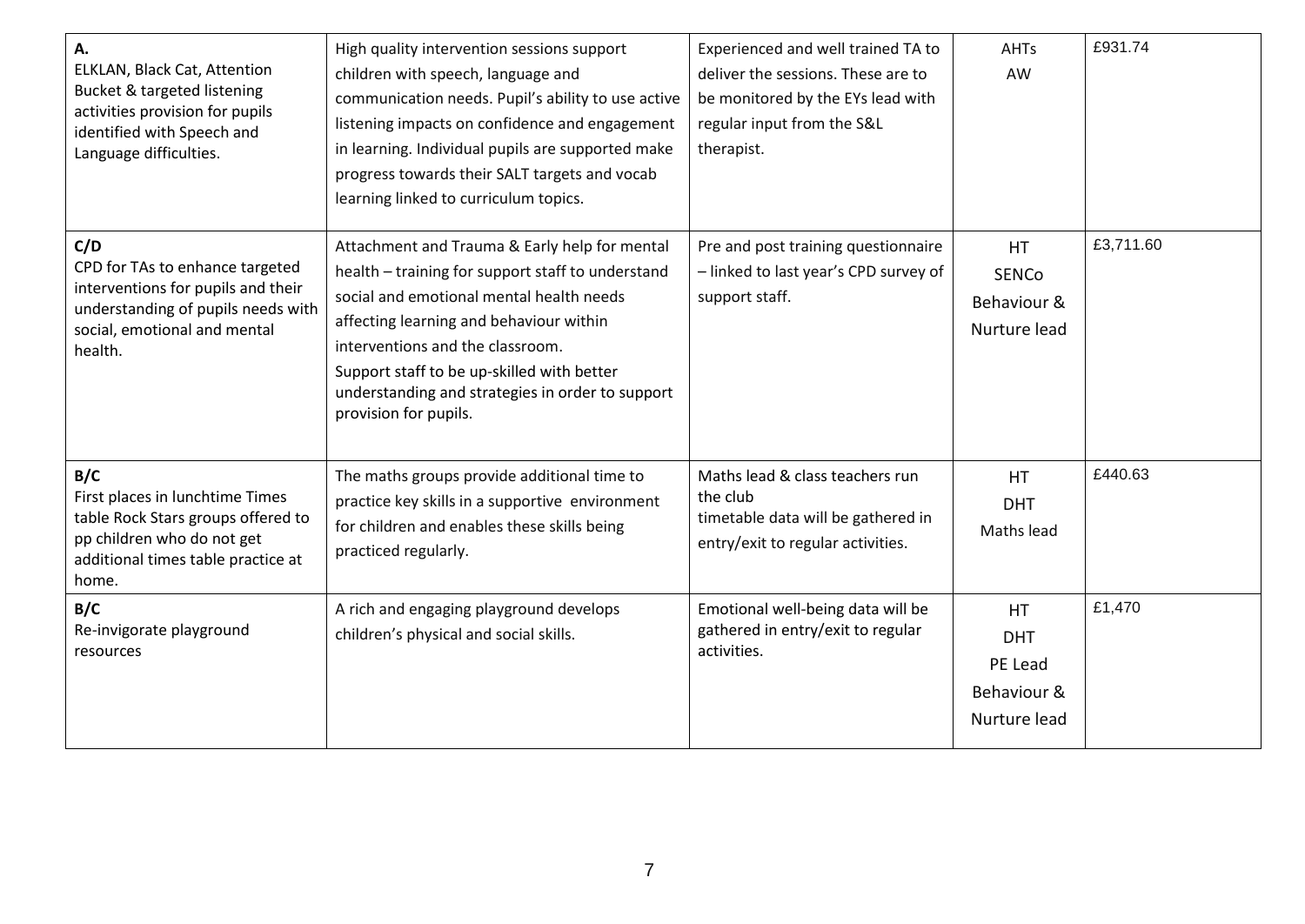| | | | | |
|---|---|---|---|---|
| **A.**<br>ELKLAN, Black Cat, Attention Bucket & targeted listening activities provision for pupils identified with Speech and Language difficulties. | High quality intervention sessions support children with speech, language and communication needs. Pupil's ability to use active listening impacts on confidence and engagement in learning. Individual pupils are supported make progress towards their SALT targets and vocab learning linked to curriculum topics. | Experienced and well trained TA to deliver the sessions. These are to be monitored by the EYs lead with regular input from the S&L therapist. | AHTs<br>AW | £931.74 |
| **C/D**<br>CPD for TAs to enhance targeted interventions for pupils and their understanding of pupils needs with social, emotional and mental health. | Attachment and Trauma & Early help for mental health – training for support staff to understand social and emotional mental health needs affecting learning and behaviour within interventions and the classroom.<br>Support staff to be up-skilled with better understanding and strategies in order to support provision for pupils. | Pre and post training questionnaire – linked to last year's CPD survey of support staff. | HT<br>SENCo<br>Behaviour & Nurture lead | £3,711.60 |
| **B/C**<br>First places in lunchtime Times table Rock Stars groups offered to pp children who do not get additional times table practice at home. | The maths groups provide additional time to practice key skills in a supportive environment for children and enables these skills being practiced regularly. | Maths lead & class teachers run the club<br>timetable data will be gathered in entry/exit to regular activities. | HT<br>DHT<br>Maths lead | £440.63 |
| **B/C**<br>Re-invigorate playground resources | A rich and engaging playground develops children's physical and social skills. | Emotional well-being data will be gathered in entry/exit to regular activities. | HT<br>DHT<br>PE Lead<br>Behaviour & Nurture lead | £1,470 |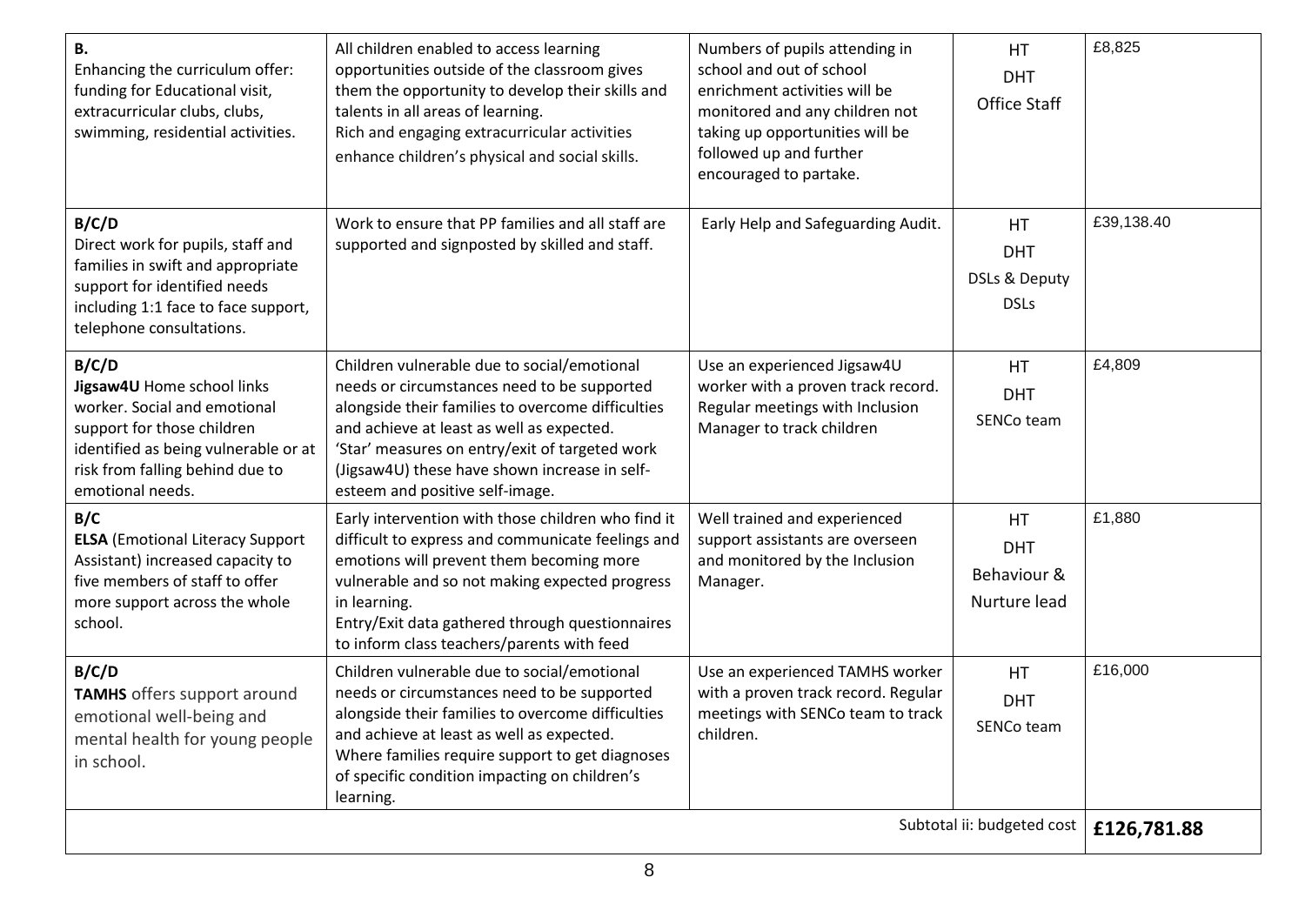| | | | | |
|---|---|---|---|---|
| **B.** Enhancing the curriculum offer: funding for Educational visit, extracurricular clubs, clubs, swimming, residential activities. | All children enabled to access learning opportunities outside of the classroom gives them the opportunity to develop their skills and talents in all areas of learning. Rich and engaging extracurricular activities enhance children's physical and social skills. | Numbers of pupils attending in school and out of school enrichment activities will be monitored and any children not taking up opportunities will be followed up and further encouraged to partake. | HT DHT Office Staff | £8,825 |
| **B/C/D** Direct work for pupils, staff and families in swift and appropriate support for identified needs including 1:1 face to face support, telephone consultations. | Work to ensure that PP families and all staff are supported and signposted by skilled and staff. | Early Help and Safeguarding Audit. | HT DHT DSLs & Deputy DSLs | £39,138.40 |
| **B/C/D** **Jigsaw4U** Home school links worker. Social and emotional support for those children identified as being vulnerable or at risk from falling behind due to emotional needs. | Children vulnerable due to social/emotional needs or circumstances need to be supported alongside their families to overcome difficulties and achieve at least as well as expected. 'Star' measures on entry/exit of targeted work (Jigsaw4U) these have shown increase in self-esteem and positive self-image. | Use an experienced Jigsaw4U worker with a proven track record. Regular meetings with Inclusion Manager to track children | HT DHT SENCo team | £4,809 |
| **B/C** **ELSA** (Emotional Literacy Support Assistant) increased capacity to five members of staff to offer more support across the whole school. | Early intervention with those children who find it difficult to express and communicate feelings and emotions will prevent them becoming more vulnerable and so not making expected progress in learning. Entry/Exit data gathered through questionnaires to inform class teachers/parents with feed | Well trained and experienced support assistants are overseen and monitored by the Inclusion Manager. | HT DHT Behaviour & Nurture lead | £1,880 |
| **B/C/D** **TAMHS** offers support around emotional well-being and mental health for young people in school. | Children vulnerable due to social/emotional needs or circumstances need to be supported alongside their families to overcome difficulties and achieve at least as well as expected. Where families require support to get diagnoses of specific condition impacting on children's learning. | Use an experienced TAMHS worker with a proven track record. Regular meetings with SENCo team to track children. | HT DHT SENCo team | £16,000 |
| | | | Subtotal ii: budgeted cost | **£126,781.88** |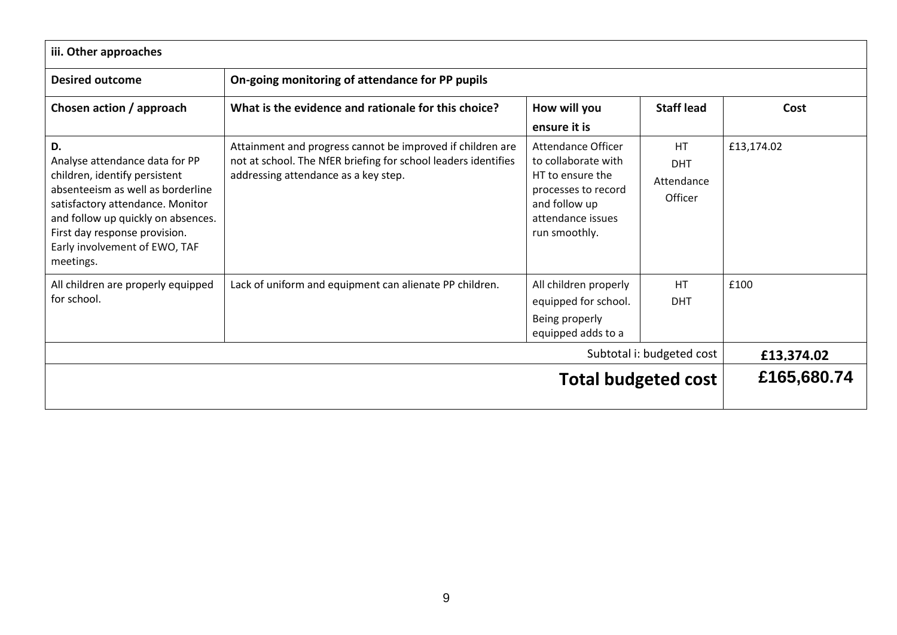| iii. Other approaches | | | | |
|---|---|---|---|---|
| **Desired outcome** | **On-going monitoring of attendance for PP pupils** | | | |
| **Chosen action / approach** | **What is the evidence and rationale for this choice?** | **How will you ensure it is** | **Staff lead** | **Cost** |
| **D.**<br>Analyse attendance data for PP children, identify persistent absenteeism as well as borderline satisfactory attendance. Monitor and follow up quickly on absences. First day response provision. Early involvement of EWO, TAF meetings. | Attainment and progress cannot be improved if children are not at school. The NfER briefing for school leaders identifies addressing attendance as a key step. | Attendance Officer to collaborate with HT to ensure the processes to record and follow up attendance issues run smoothly. | HT<br>DHT<br>Attendance Officer | £13,174.02 |
| All children are properly equipped for school. | Lack of uniform and equipment can alienate PP children. | All children properly equipped for school. Being properly equipped adds to a | HT<br>DHT | £100 |
| | | | Subtotal i: budgeted cost | **£13,374.02** |
| | | | **Total budgeted cost** | **£165,680.74** |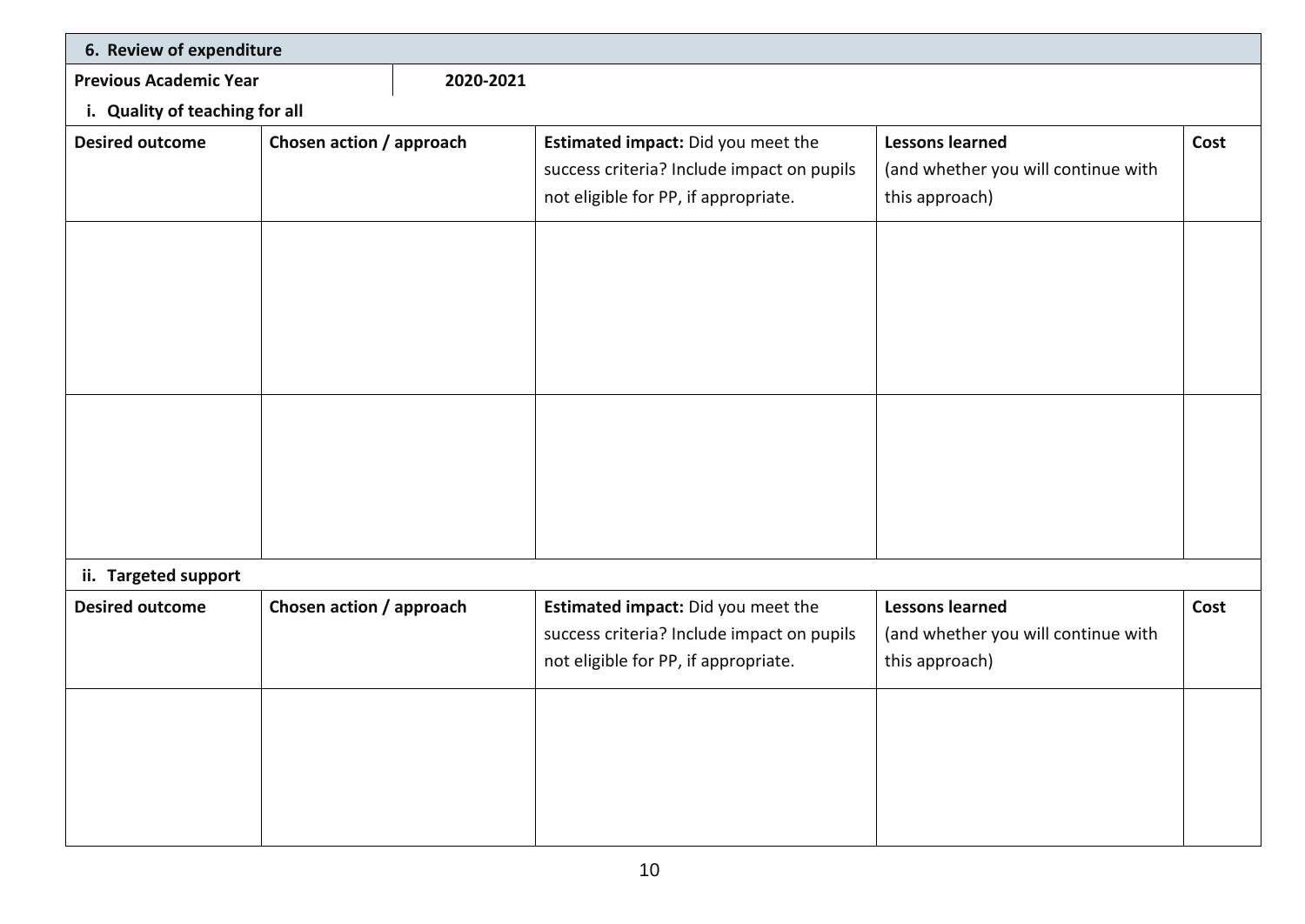## 6. Review of expenditure

| Previous Academic Year | 2020-2021 |
|---|---|

### i. Quality of teaching for all

| Desired outcome | Chosen action / approach | **Estimated impact:** Did you meet the success criteria? Include impact on pupils not eligible for PP, if appropriate. | **Lessons learned** (and whether you will continue with this approach) | Cost |
|---|---|---|---|---|
| | | | | |
| | | | | |

### ii. Targeted support

| Desired outcome | Chosen action / approach | **Estimated impact:** Did you meet the success criteria? Include impact on pupils not eligible for PP, if appropriate. | **Lessons learned** (and whether you will continue with this approach) | Cost |
|---|---|---|---|---|
| | | | | |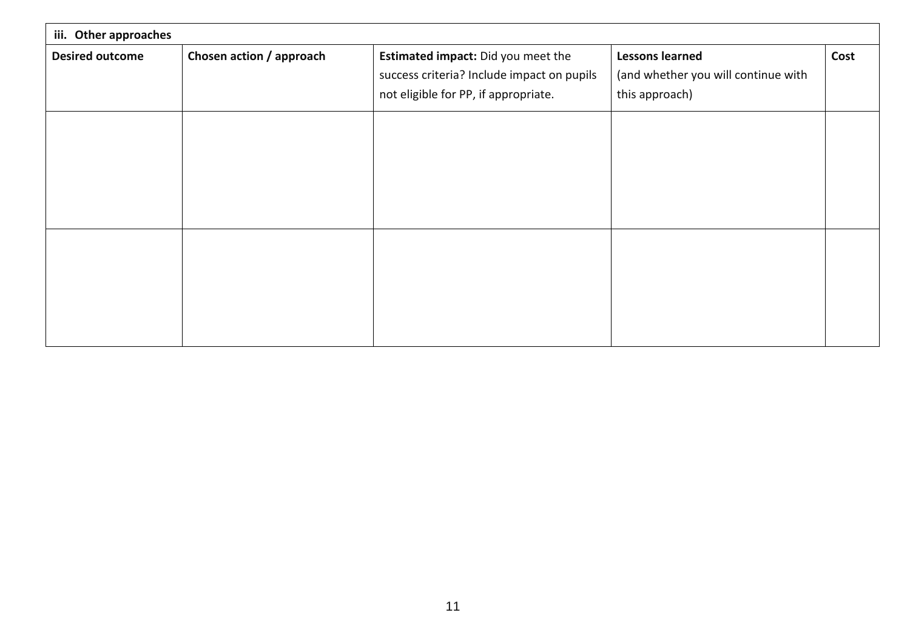| iii. Other approaches | | | | |
|---|---|---|---|---|
| **Desired outcome** | **Chosen action / approach** | **Estimated impact:** Did you meet the success criteria? Include impact on pupils not eligible for PP, if appropriate. | **Lessons learned** (and whether you will continue with this approach) | **Cost** |
| | | | | |
| | | | | |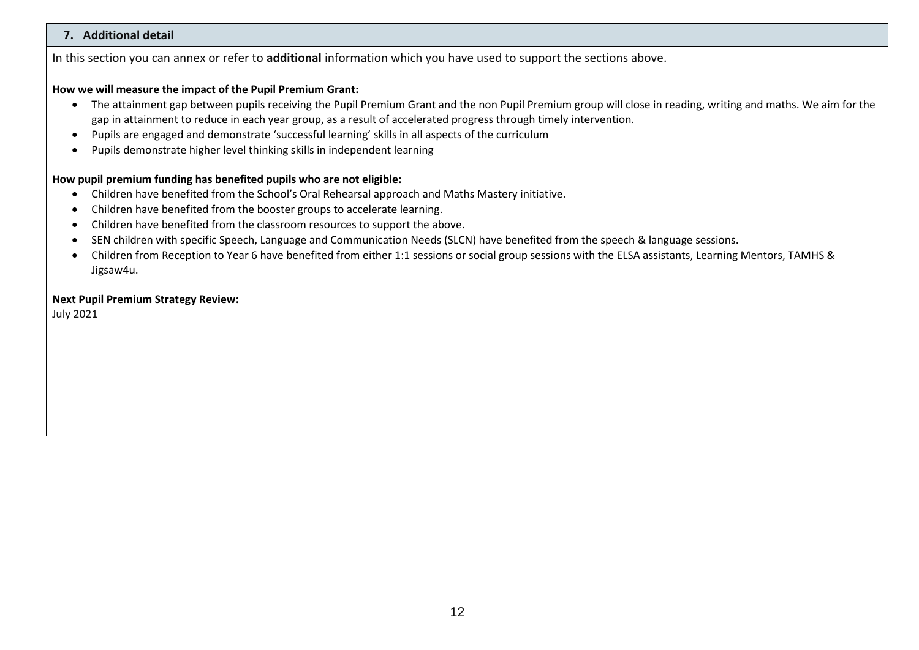## 7. Additional detail

In this section you can annex or refer to **additional** information which you have used to support the sections above.

**How we will measure the impact of the Pupil Premium Grant:**

- The attainment gap between pupils receiving the Pupil Premium Grant and the non Pupil Premium group will close in reading, writing and maths. We aim for the gap in attainment to reduce in each year group, as a result of accelerated progress through timely intervention.
- Pupils are engaged and demonstrate 'successful learning' skills in all aspects of the curriculum
- Pupils demonstrate higher level thinking skills in independent learning

**How pupil premium funding has benefited pupils who are not eligible:**

- Children have benefited from the School's Oral Rehearsal approach and Maths Mastery initiative.
- Children have benefited from the booster groups to accelerate learning.
- Children have benefited from the classroom resources to support the above.
- SEN children with specific Speech, Language and Communication Needs (SLCN) have benefited from the speech & language sessions.
- Children from Reception to Year 6 have benefited from either 1:1 sessions or social group sessions with the ELSA assistants, Learning Mentors, TAMHS & Jigsaw4u.

**Next Pupil Premium Strategy Review:**
July 2021